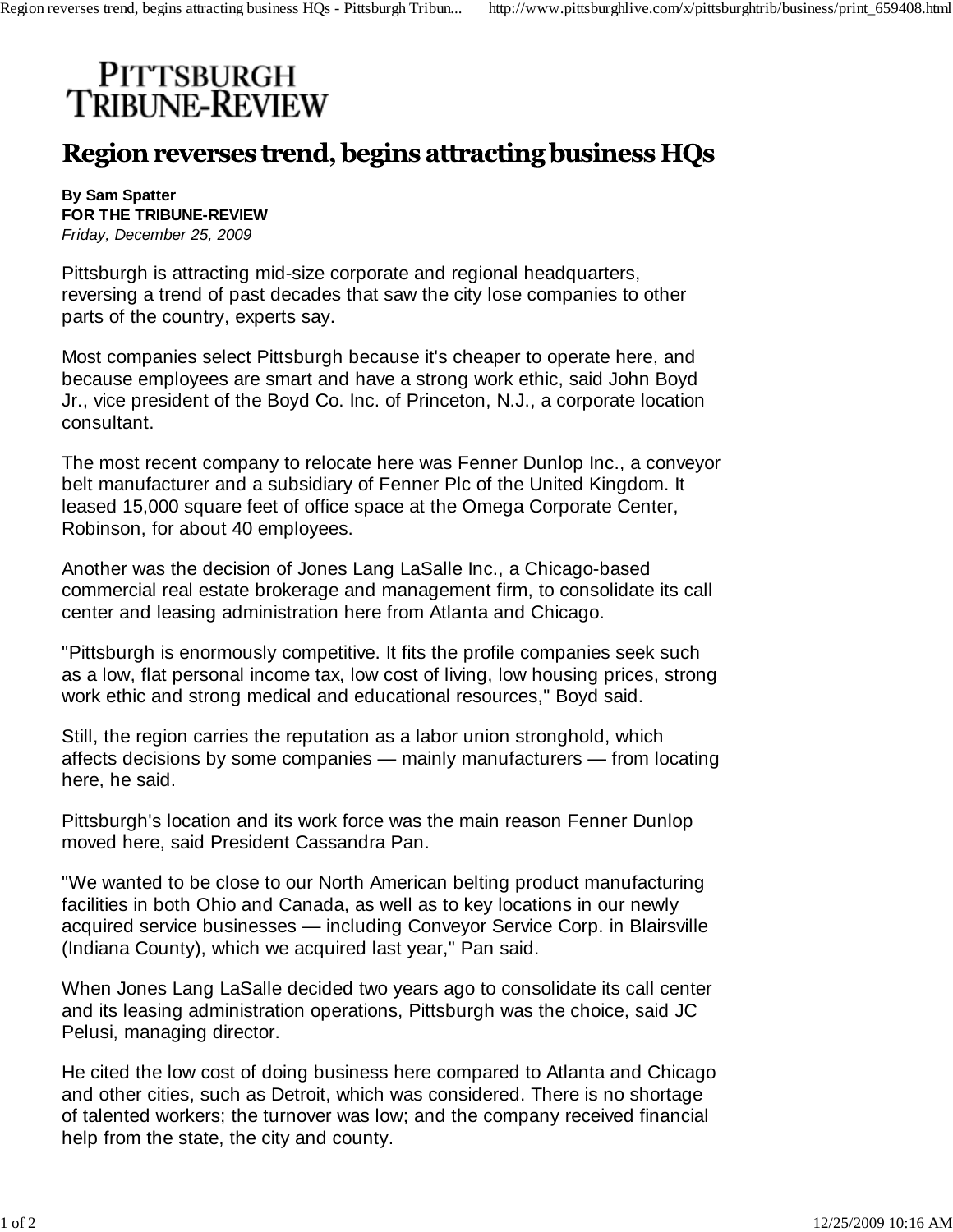**PITTSBURGH TRIBUNE-REVIEW**

# Region reverses trend, begins attracting business HQs

**By Sam Spatter**
**FOR THE TRIBUNE-REVIEW**
*Friday, December 25, 2009*

Pittsburgh is attracting mid-size corporate and regional headquarters, reversing a trend of past decades that saw the city lose companies to other parts of the country, experts say.

Most companies select Pittsburgh because it's cheaper to operate here, and because employees are smart and have a strong work ethic, said John Boyd Jr., vice president of the Boyd Co. Inc. of Princeton, N.J., a corporate location consultant.

The most recent company to relocate here was Fenner Dunlop Inc., a conveyor belt manufacturer and a subsidiary of Fenner Plc of the United Kingdom. It leased 15,000 square feet of office space at the Omega Corporate Center, Robinson, for about 40 employees.

Another was the decision of Jones Lang LaSalle Inc., a Chicago-based commercial real estate brokerage and management firm, to consolidate its call center and leasing administration here from Atlanta and Chicago.

"Pittsburgh is enormously competitive. It fits the profile companies seek such as a low, flat personal income tax, low cost of living, low housing prices, strong work ethic and strong medical and educational resources," Boyd said.

Still, the region carries the reputation as a labor union stronghold, which affects decisions by some companies — mainly manufacturers — from locating here, he said.

Pittsburgh's location and its work force was the main reason Fenner Dunlop moved here, said President Cassandra Pan.

"We wanted to be close to our North American belting product manufacturing facilities in both Ohio and Canada, as well as to key locations in our newly acquired service businesses — including Conveyor Service Corp. in Blairsville (Indiana County), which we acquired last year," Pan said.

When Jones Lang LaSalle decided two years ago to consolidate its call center and its leasing administration operations, Pittsburgh was the choice, said JC Pelusi, managing director.

He cited the low cost of doing business here compared to Atlanta and Chicago and other cities, such as Detroit, which was considered. There is no shortage of talented workers; the turnover was low; and the company received financial help from the state, the city and county.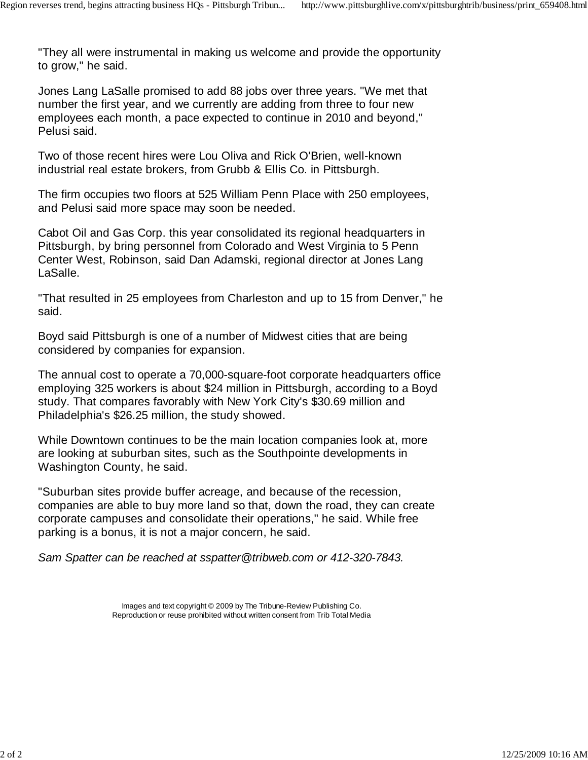"They all were instrumental in making us welcome and provide the opportunity to grow," he said.

Jones Lang LaSalle promised to add 88 jobs over three years. "We met that number the first year, and we currently are adding from three to four new employees each month, a pace expected to continue in 2010 and beyond," Pelusi said.

Two of those recent hires were Lou Oliva and Rick O'Brien, well-known industrial real estate brokers, from Grubb & Ellis Co. in Pittsburgh.

The firm occupies two floors at 525 William Penn Place with 250 employees, and Pelusi said more space may soon be needed.

Cabot Oil and Gas Corp. this year consolidated its regional headquarters in Pittsburgh, by bring personnel from Colorado and West Virginia to 5 Penn Center West, Robinson, said Dan Adamski, regional director at Jones Lang LaSalle.

"That resulted in 25 employees from Charleston and up to 15 from Denver," he said.

Boyd said Pittsburgh is one of a number of Midwest cities that are being considered by companies for expansion.

The annual cost to operate a 70,000-square-foot corporate headquarters office employing 325 workers is about $24 million in Pittsburgh, according to a Boyd study. That compares favorably with New York City's $30.69 million and Philadelphia's $26.25 million, the study showed.

While Downtown continues to be the main location companies look at, more are looking at suburban sites, such as the Southpointe developments in Washington County, he said.

"Suburban sites provide buffer acreage, and because of the recession, companies are able to buy more land so that, down the road, they can create corporate campuses and consolidate their operations," he said. While free parking is a bonus, it is not a major concern, he said.

*Sam Spatter can be reached at sspatter@tribweb.com or 412-320-7843.*

Images and text copyright © 2009 by The Tribune-Review Publishing Co.
Reproduction or reuse prohibited without written consent from Trib Total Media